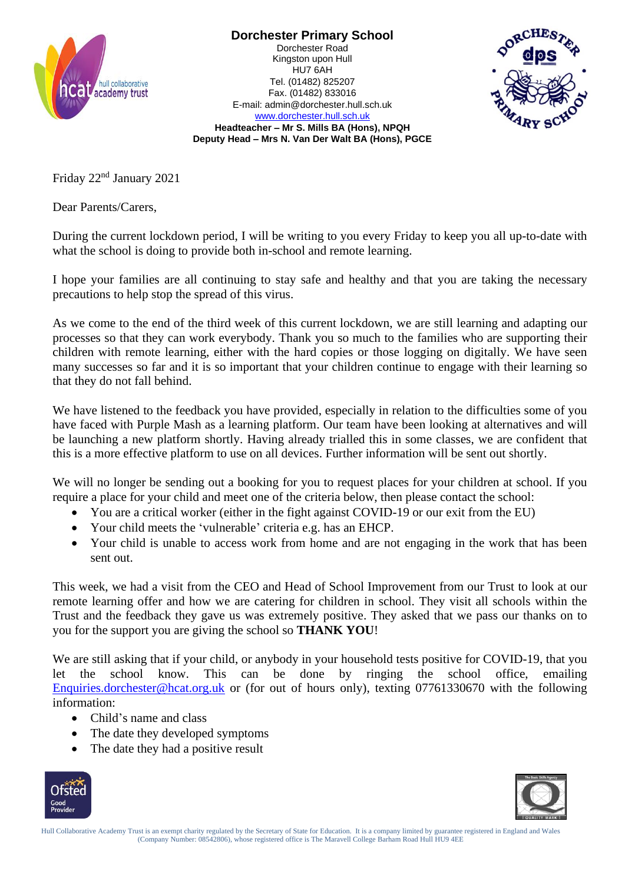# Dorchester Primary School

Dorchester Road
Kingston upon Hull
HU7 6AH
Tel. (01482) 825207
Fax. (01482) 833016
E-mail: admin@dorchester.hull.sch.uk
www.dorchester.hull.sch.uk
**Headteacher – Mr S. Mills BA (Hons), NPQH**
**Deputy Head – Mrs N. Van Der Walt BA (Hons), PGCE**

Friday 22nd January 2021

Dear Parents/Carers,

During the current lockdown period, I will be writing to you every Friday to keep you all up-to-date with what the school is doing to provide both in-school and remote learning.

I hope your families are all continuing to stay safe and healthy and that you are taking the necessary precautions to help stop the spread of this virus.

As we come to the end of the third week of this current lockdown, we are still learning and adapting our processes so that they can work everybody. Thank you so much to the families who are supporting their children with remote learning, either with the hard copies or those logging on digitally. We have seen many successes so far and it is so important that your children continue to engage with their learning so that they do not fall behind.

We have listened to the feedback you have provided, especially in relation to the difficulties some of you have faced with Purple Mash as a learning platform. Our team have been looking at alternatives and will be launching a new platform shortly. Having already trialled this in some classes, we are confident that this is a more effective platform to use on all devices. Further information will be sent out shortly.

We will no longer be sending out a booking for you to request places for your children at school. If you require a place for your child and meet one of the criteria below, then please contact the school:

- You are a critical worker (either in the fight against COVID-19 or our exit from the EU)
- Your child meets the 'vulnerable' criteria e.g. has an EHCP.
- Your child is unable to access work from home and are not engaging in the work that has been sent out.

This week, we had a visit from the CEO and Head of School Improvement from our Trust to look at our remote learning offer and how we are catering for children in school. They visit all schools within the Trust and the feedback they gave us was extremely positive. They asked that we pass our thanks on to you for the support you are giving the school so **THANK YOU**!

We are still asking that if your child, or anybody in your household tests positive for COVID-19, that you let the school know. This can be done by ringing the school office, emailing Enquiries.dorchester@hcat.org.uk or (for out of hours only), texting 07761330670 with the following information:

- Child's name and class
- The date they developed symptoms
- The date they had a positive result

Hull Collaborative Academy Trust is an exempt charity regulated by the Secretary of State for Education. It is a company limited by guarantee registered in England and Wales (Company Number: 08542806), whose registered office is The Maravell College Barham Road Hull HU9 4EE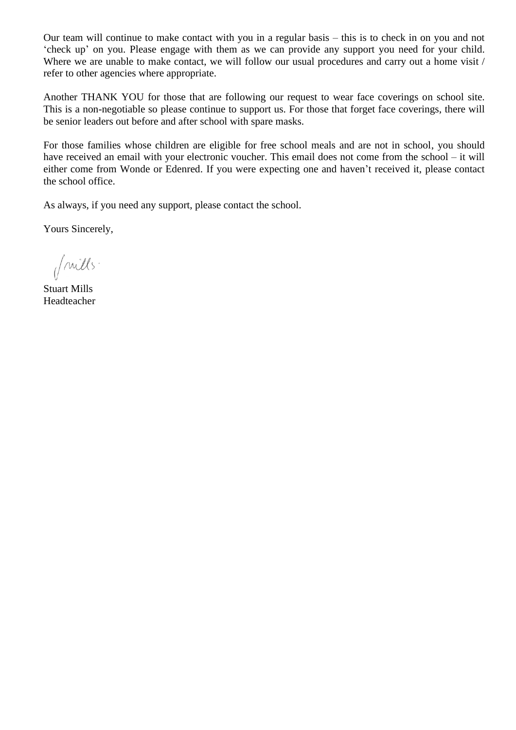Our team will continue to make contact with you in a regular basis – this is to check in on you and not 'check up' on you. Please engage with them as we can provide any support you need for your child. Where we are unable to make contact, we will follow our usual procedures and carry out a home visit / refer to other agencies where appropriate.

Another THANK YOU for those that are following our request to wear face coverings on school site. This is a non-negotiable so please continue to support us. For those that forget face coverings, there will be senior leaders out before and after school with spare masks.

For those families whose children are eligible for free school meals and are not in school, you should have received an email with your electronic voucher. This email does not come from the school – it will either come from Wonde or Edenred. If you were expecting one and haven't received it, please contact the school office.

As always, if you need any support, please contact the school.

Yours Sincerely,

Stuart Mills
Headteacher